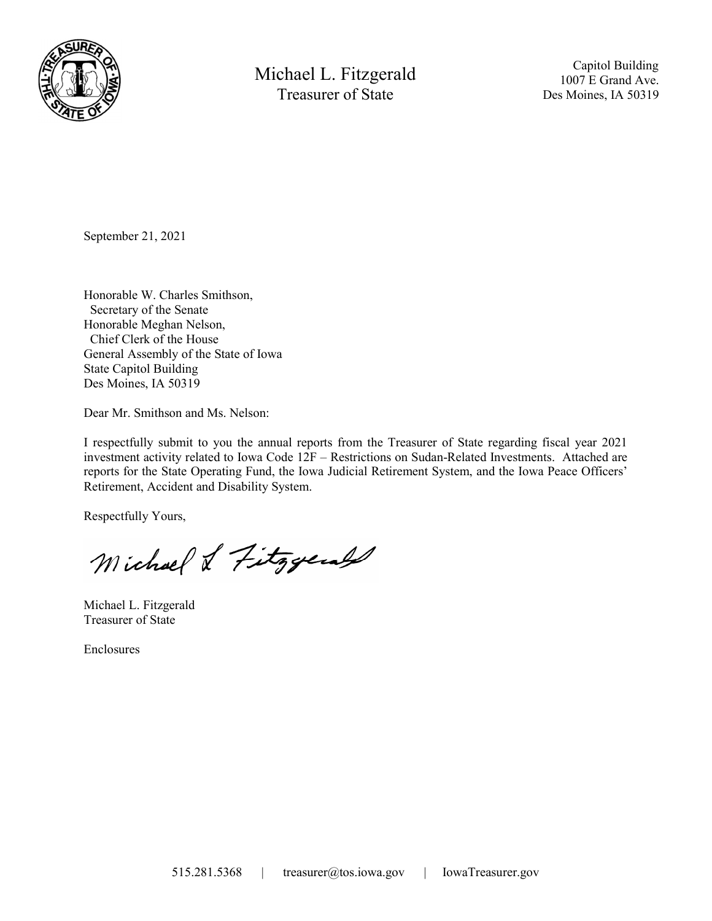Michael L. Fitzgerald
Treasurer of State

Capitol Building
1007 E Grand Ave.
Des Moines, IA 50319

September 21, 2021

Honorable W. Charles Smithson,
Secretary of the Senate
Honorable Meghan Nelson,
Chief Clerk of the House
General Assembly of the State of Iowa
State Capitol Building
Des Moines, IA 50319

Dear Mr. Smithson and Ms. Nelson:

I respectfully submit to you the annual reports from the Treasurer of State regarding fiscal year 2021 investment activity related to Iowa Code 12F – Restrictions on Sudan-Related Investments. Attached are reports for the State Operating Fund, the Iowa Judicial Retirement System, and the Iowa Peace Officers' Retirement, Accident and Disability System.

Respectfully Yours,

Michael L. Fitzgerald

Michael L. Fitzgerald
Treasurer of State

Enclosures

515.281.5368 | treasurer@tos.iowa.gov | IowaTreasurer.gov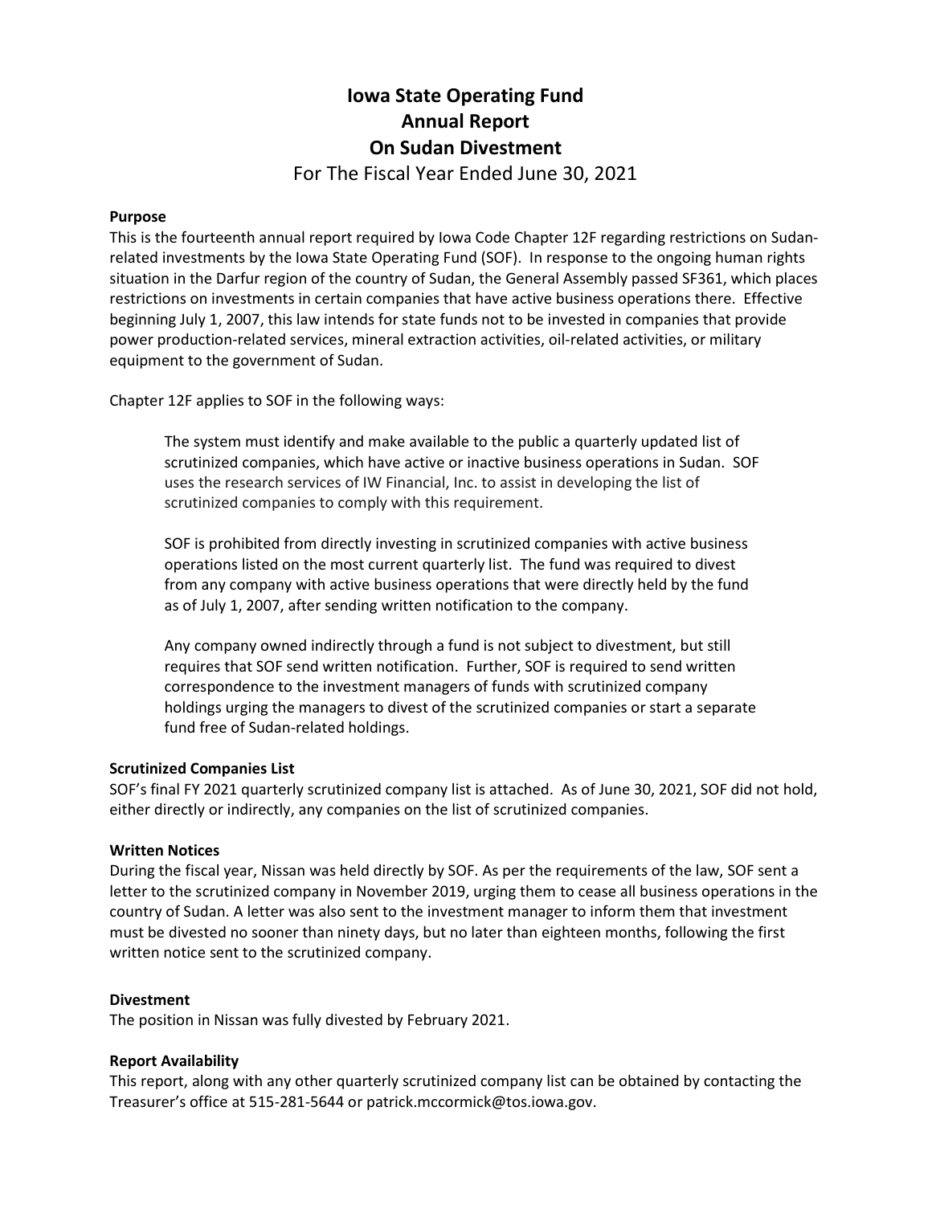# Iowa State Operating Fund
# Annual Report
# On Sudan Divestment

For The Fiscal Year Ended June 30, 2021

**Purpose**

This is the fourteenth annual report required by Iowa Code Chapter 12F regarding restrictions on Sudan-related investments by the Iowa State Operating Fund (SOF). In response to the ongoing human rights situation in the Darfur region of the country of Sudan, the General Assembly passed SF361, which places restrictions on investments in certain companies that have active business operations there. Effective beginning July 1, 2007, this law intends for state funds not to be invested in companies that provide power production-related services, mineral extraction activities, oil-related activities, or military equipment to the government of Sudan.

Chapter 12F applies to SOF in the following ways:

> The system must identify and make available to the public a quarterly updated list of scrutinized companies, which have active or inactive business operations in Sudan. SOF uses the research services of IW Financial, Inc. to assist in developing the list of scrutinized companies to comply with this requirement.
>
> SOF is prohibited from directly investing in scrutinized companies with active business operations listed on the most current quarterly list. The fund was required to divest from any company with active business operations that were directly held by the fund as of July 1, 2007, after sending written notification to the company.
>
> Any company owned indirectly through a fund is not subject to divestment, but still requires that SOF send written notification. Further, SOF is required to send written correspondence to the investment managers of funds with scrutinized company holdings urging the managers to divest of the scrutinized companies or start a separate fund free of Sudan-related holdings.

**Scrutinized Companies List**

SOF's final FY 2021 quarterly scrutinized company list is attached. As of June 30, 2021, SOF did not hold, either directly or indirectly, any companies on the list of scrutinized companies.

**Written Notices**

During the fiscal year, Nissan was held directly by SOF. As per the requirements of the law, SOF sent a letter to the scrutinized company in November 2019, urging them to cease all business operations in the country of Sudan. A letter was also sent to the investment manager to inform them that investment must be divested no sooner than ninety days, but no later than eighteen months, following the first written notice sent to the scrutinized company.

**Divestment**

The position in Nissan was fully divested by February 2021.

**Report Availability**

This report, along with any other quarterly scrutinized company list can be obtained by contacting the Treasurer's office at 515-281-5644 or patrick.mccormick@tos.iowa.gov.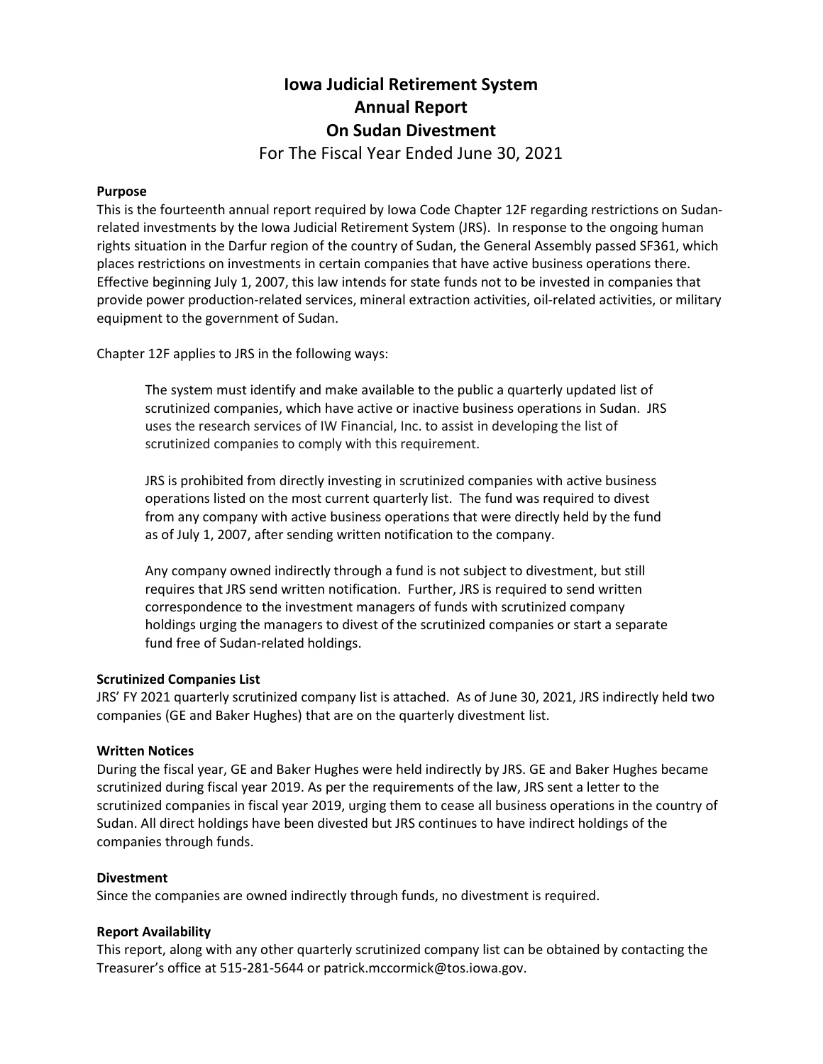# Iowa Judicial Retirement System
# Annual Report
# On Sudan Divestment

For The Fiscal Year Ended June 30, 2021

**Purpose**

This is the fourteenth annual report required by Iowa Code Chapter 12F regarding restrictions on Sudan-related investments by the Iowa Judicial Retirement System (JRS). In response to the ongoing human rights situation in the Darfur region of the country of Sudan, the General Assembly passed SF361, which places restrictions on investments in certain companies that have active business operations there. Effective beginning July 1, 2007, this law intends for state funds not to be invested in companies that provide power production-related services, mineral extraction activities, oil-related activities, or military equipment to the government of Sudan.

Chapter 12F applies to JRS in the following ways:

> The system must identify and make available to the public a quarterly updated list of scrutinized companies, which have active or inactive business operations in Sudan. JRS uses the research services of IW Financial, Inc. to assist in developing the list of scrutinized companies to comply with this requirement.
>
> JRS is prohibited from directly investing in scrutinized companies with active business operations listed on the most current quarterly list. The fund was required to divest from any company with active business operations that were directly held by the fund as of July 1, 2007, after sending written notification to the company.
>
> Any company owned indirectly through a fund is not subject to divestment, but still requires that JRS send written notification. Further, JRS is required to send written correspondence to the investment managers of funds with scrutinized company holdings urging the managers to divest of the scrutinized companies or start a separate fund free of Sudan-related holdings.

**Scrutinized Companies List**

JRS' FY 2021 quarterly scrutinized company list is attached. As of June 30, 2021, JRS indirectly held two companies (GE and Baker Hughes) that are on the quarterly divestment list.

**Written Notices**

During the fiscal year, GE and Baker Hughes were held indirectly by JRS. GE and Baker Hughes became scrutinized during fiscal year 2019. As per the requirements of the law, JRS sent a letter to the scrutinized companies in fiscal year 2019, urging them to cease all business operations in the country of Sudan. All direct holdings have been divested but JRS continues to have indirect holdings of the companies through funds.

**Divestment**

Since the companies are owned indirectly through funds, no divestment is required.

**Report Availability**

This report, along with any other quarterly scrutinized company list can be obtained by contacting the Treasurer's office at 515-281-5644 or patrick.mccormick@tos.iowa.gov.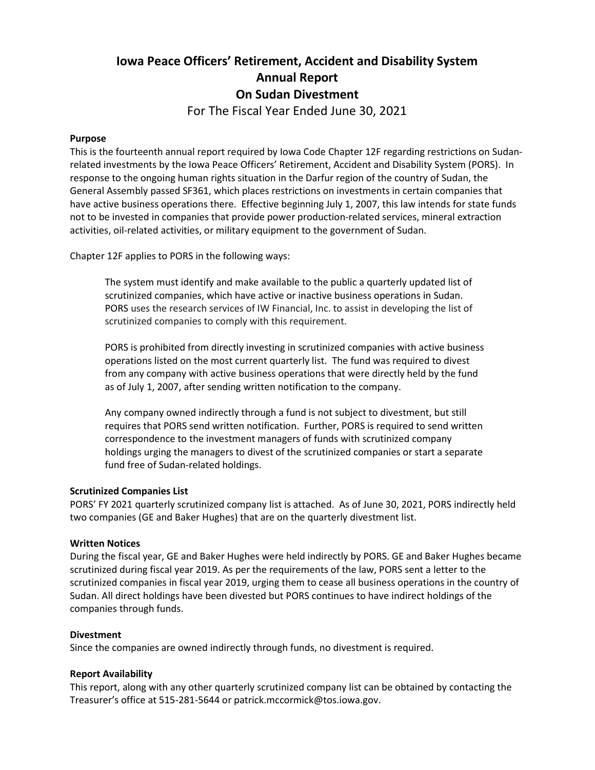# Iowa Peace Officers' Retirement, Accident and Disability System Annual Report On Sudan Divestment

For The Fiscal Year Ended June 30, 2021

**Purpose**

This is the fourteenth annual report required by Iowa Code Chapter 12F regarding restrictions on Sudan-related investments by the Iowa Peace Officers' Retirement, Accident and Disability System (PORS). In response to the ongoing human rights situation in the Darfur region of the country of Sudan, the General Assembly passed SF361, which places restrictions on investments in certain companies that have active business operations there. Effective beginning July 1, 2007, this law intends for state funds not to be invested in companies that provide power production-related services, mineral extraction activities, oil-related activities, or military equipment to the government of Sudan.

Chapter 12F applies to PORS in the following ways:

> The system must identify and make available to the public a quarterly updated list of scrutinized companies, which have active or inactive business operations in Sudan. PORS uses the research services of IW Financial, Inc. to assist in developing the list of scrutinized companies to comply with this requirement.
>
> PORS is prohibited from directly investing in scrutinized companies with active business operations listed on the most current quarterly list. The fund was required to divest from any company with active business operations that were directly held by the fund as of July 1, 2007, after sending written notification to the company.
>
> Any company owned indirectly through a fund is not subject to divestment, but still requires that PORS send written notification. Further, PORS is required to send written correspondence to the investment managers of funds with scrutinized company holdings urging the managers to divest of the scrutinized companies or start a separate fund free of Sudan-related holdings.

**Scrutinized Companies List**

PORS' FY 2021 quarterly scrutinized company list is attached. As of June 30, 2021, PORS indirectly held two companies (GE and Baker Hughes) that are on the quarterly divestment list.

**Written Notices**

During the fiscal year, GE and Baker Hughes were held indirectly by PORS. GE and Baker Hughes became scrutinized during fiscal year 2019. As per the requirements of the law, PORS sent a letter to the scrutinized companies in fiscal year 2019, urging them to cease all business operations in the country of Sudan. All direct holdings have been divested but PORS continues to have indirect holdings of the companies through funds.

**Divestment**

Since the companies are owned indirectly through funds, no divestment is required.

**Report Availability**

This report, along with any other quarterly scrutinized company list can be obtained by contacting the Treasurer's office at 515-281-5644 or patrick.mccormick@tos.iowa.gov.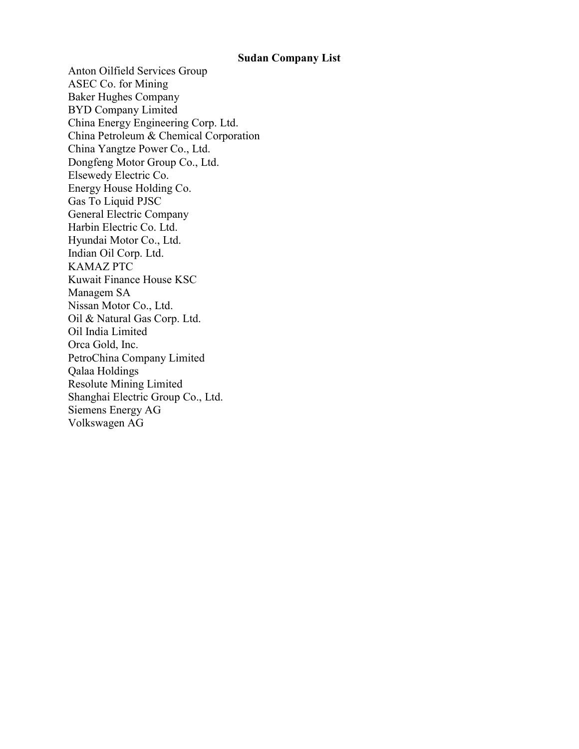**Sudan Company List**

Anton Oilfield Services Group
ASEC Co. for Mining
Baker Hughes Company
BYD Company Limited
China Energy Engineering Corp. Ltd.
China Petroleum & Chemical Corporation
China Yangtze Power Co., Ltd.
Dongfeng Motor Group Co., Ltd.
Elsewedy Electric Co.
Energy House Holding Co.
Gas To Liquid PJSC
General Electric Company
Harbin Electric Co. Ltd.
Hyundai Motor Co., Ltd.
Indian Oil Corp. Ltd.
KAMAZ PTC
Kuwait Finance House KSC
Managem SA
Nissan Motor Co., Ltd.
Oil & Natural Gas Corp. Ltd.
Oil India Limited
Orca Gold, Inc.
PetroChina Company Limited
Qalaa Holdings
Resolute Mining Limited
Shanghai Electric Group Co., Ltd.
Siemens Energy AG
Volkswagen AG